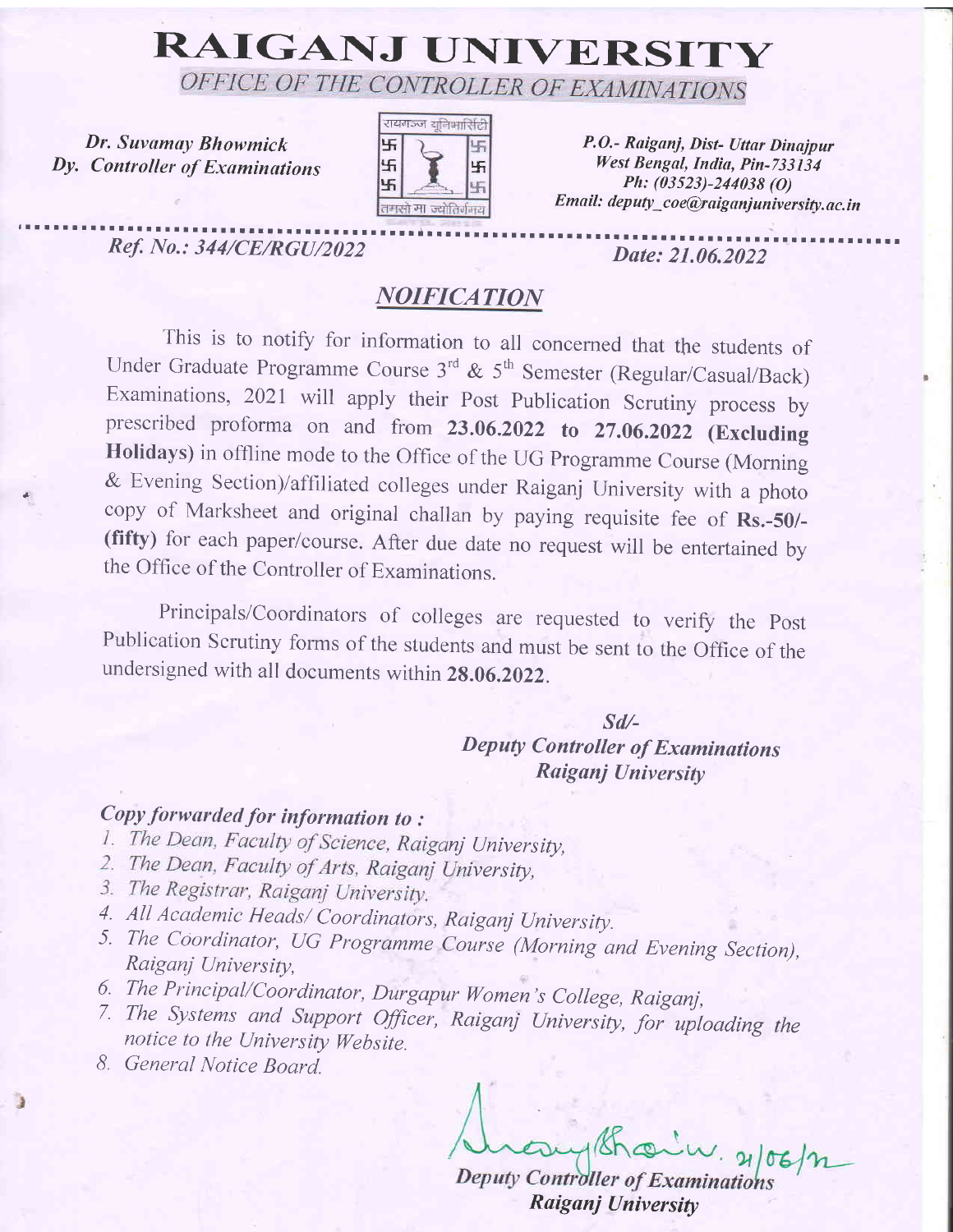# RAIGANJ UNIVERSITY

## *OFFICE OF THE CONTROLLER OF EXAMINATIONS*

***Dr. Suvamay Bhowmick***
***Dy. Controller of Examinations***

रायगञ्ज यूनिभार्सिटी
तमसो मा ज्योतिर्गमय

*P.O.- Raiganj, Dist- Uttar Dinajpur*
*West Bengal, India, Pin-733134*
*Ph: (03523)-244038 (O)*
*Email: deputy_coe@raiganjuniversity.ac.in*

*Ref. No.: 344/CE/RGU/2022* *Date: 21.06.2022*

### *NOIFICATION*

This is to notify for information to all concerned that the students of Under Graduate Programme Course 3rd & 5th Semester (Regular/Casual/Back) Examinations, 2021 will apply their Post Publication Scrutiny process by prescribed proforma on and from **23.06.2022 to 27.06.2022 (Excluding Holidays)** in offline mode to the Office of the UG Programme Course (Morning & Evening Section)/affiliated colleges under Raiganj University with a photo copy of Marksheet and original challan by paying requisite fee of **Rs.-50/- (fifty)** for each paper/course. After due date no request will be entertained by the Office of the Controller of Examinations.

Principals/Coordinators of colleges are requested to verify the Post Publication Scrutiny forms of the students and must be sent to the Office of the undersigned with all documents within **28.06.2022**.

*Sd/-*
***Deputy Controller of Examinations***
***Raiganj University***

***Copy forwarded for information to :***

1. *The Dean, Faculty of Science, Raiganj University,*
2. *The Dean, Faculty of Arts, Raiganj University,*
3. *The Registrar, Raiganj University.*
4. *All Academic Heads/ Coordinators, Raiganj University.*
5. *The Coordinator, UG Programme Course (Morning and Evening Section), Raiganj University,*
6. *The Principal/Coordinator, Durgapur Women's College, Raiganj,*
7. *The Systems and Support Officer, Raiganj University, for uploading the notice to the University Website.*
8. *General Notice Board.*

21/06/22

***Deputy Controller of Examinations***
***Raiganj University***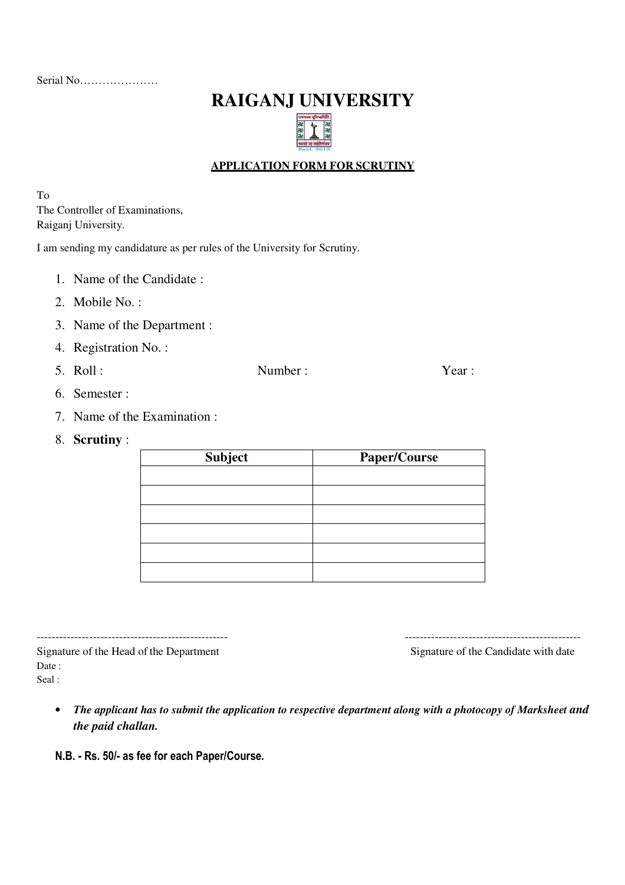Serial No…………………

# RAIGANJ UNIVERSITY

**APPLICATION FORM FOR SCRUTINY**

To
The Controller of Examinations,
Raiganj University.

I am sending my candidature as per rules of the University for Scrutiny.

1. Name of the Candidate :
2. Mobile No. :
3. Name of the Department :
4. Registration No. :
5. Roll : Number : Year :
6. Semester :
7. Name of the Examination :
8. **Scrutiny** :

| Subject | Paper/Course |
|---|---|
| | |
| | |
| | |
| | |
| | |
| | |

---------------------------------------------------
Signature of the Head of the Department
Date :
Seal :

----------------------------------------------
Signature of the Candidate with date

- ***The applicant has to submit the application to respective department along with a photocopy of Marksheet and the paid challan.***

**N.B. - Rs. 50/- as fee for each Paper/Course.**